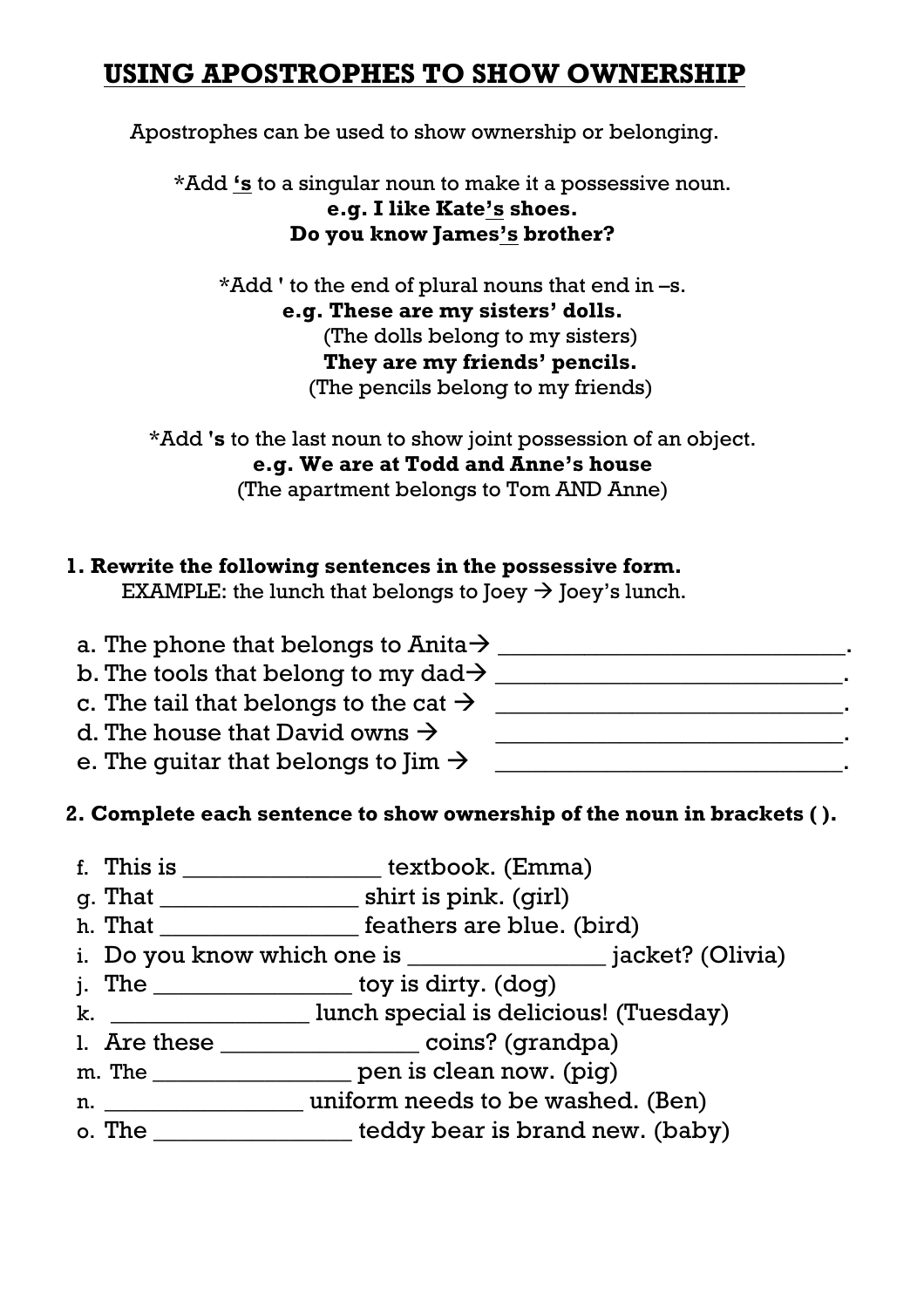# USING APOSTROPHES TO SHOW OWNERSHIP

Apostrophes can be used to show ownership or belonging.

*Add **'s** to a singular noun to make it a possessive noun.
**e.g. I like Kate's shoes.**
**Do you know James's brother?**

*Add ' to the end of plural nouns that end in –s.
**e.g. These are my sisters' dolls.**
(The dolls belong to my sisters)
**They are my friends' pencils.**
(The pencils belong to my friends)

*Add **'s** to the last noun to show joint possession of an object.
**e.g. We are at Todd and Anne's house**
(The apartment belongs to Tom AND Anne)

**1. Rewrite the following sentences in the possessive form.**
EXAMPLE: the lunch that belongs to Joey → Joey's lunch.

a. The phone that belongs to Anita→ ___________________________.
b. The tools that belong to my dad→ ___________________________.
c. The tail that belongs to the cat → ___________________________.
d. The house that David owns → ___________________________.
e. The guitar that belongs to Jim → ___________________________.

**2. Complete each sentence to show ownership of the noun in brackets ( ).**

f. This is _______________ textbook. (Emma)
g. That _______________ shirt is pink. (girl)
h. That _______________ feathers are blue. (bird)
i. Do you know which one is _______________ jacket? (Olivia)
j. The _______________ toy is dirty. (dog)
k. _______________ lunch special is delicious! (Tuesday)
l. Are these _______________ coins? (grandpa)
m. The _______________ pen is clean now. (pig)
n. _______________ uniform needs to be washed. (Ben)
o. The _______________ teddy bear is brand new. (baby)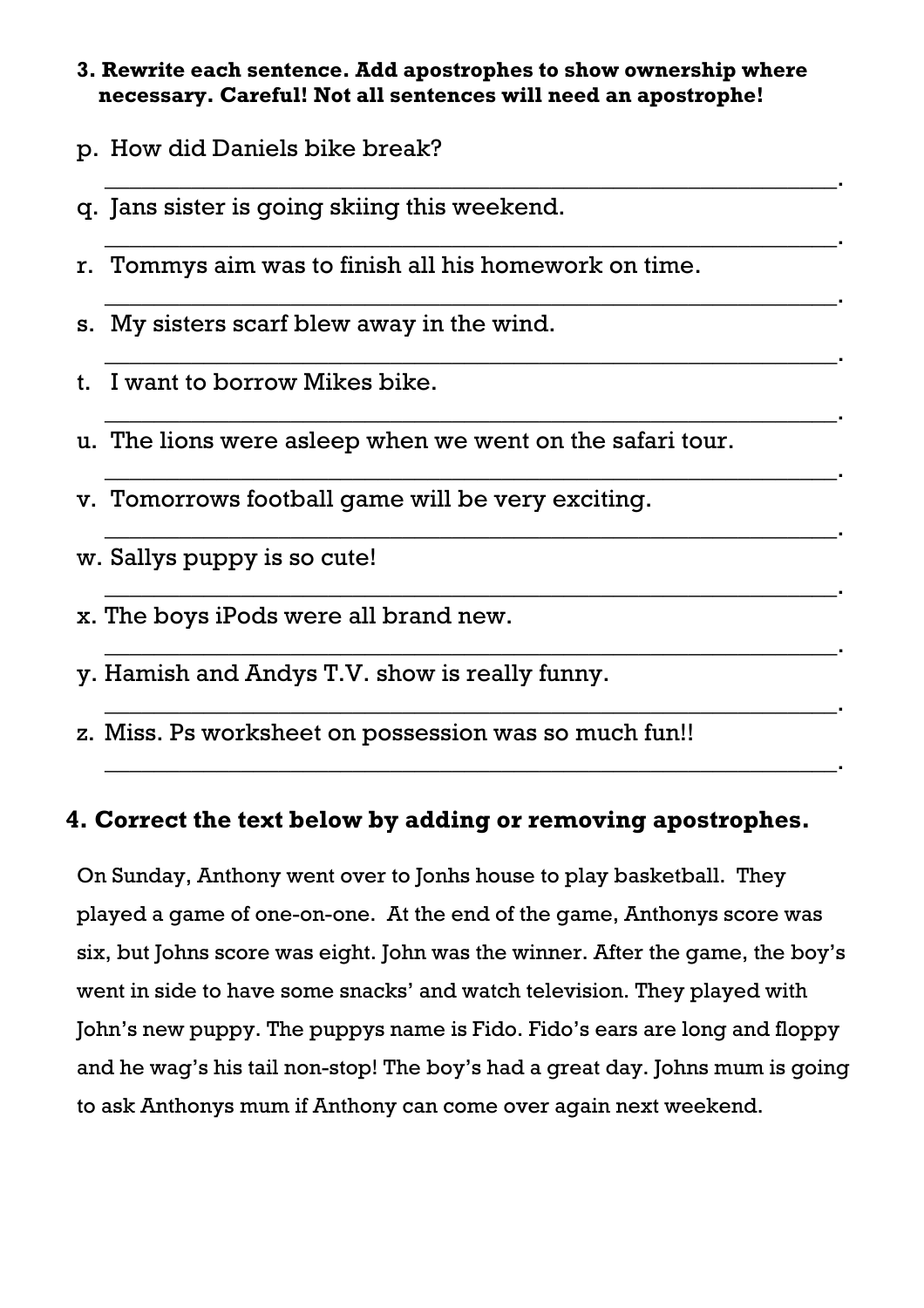**3. Rewrite each sentence. Add apostrophes to show ownership where necessary. Careful! Not all sentences will need an apostrophe!**

p. How did Daniels bike break?

_______________________________________________________________.

q. Jans sister is going skiing this weekend.

_______________________________________________________________.

r. Tommys aim was to finish all his homework on time.

_______________________________________________________________.

s. My sisters scarf blew away in the wind.

_______________________________________________________________.

t. I want to borrow Mikes bike.

_______________________________________________________________.

u. The lions were asleep when we went on the safari tour.

_______________________________________________________________.

v. Tomorrows football game will be very exciting.

_______________________________________________________________.

w. Sallys puppy is so cute!

_______________________________________________________________.

x. The boys iPods were all brand new.

_______________________________________________________________.

y. Hamish and Andys T.V. show is really funny.

_______________________________________________________________.

z. Miss. Ps worksheet on possession was so much fun!!

_______________________________________________________________.

## 4. Correct the text below by adding or removing apostrophes.

On Sunday, Anthony went over to Jonhs house to play basketball. They played a game of one-on-one. At the end of the game, Anthonys score was six, but Johns score was eight. John was the winner. After the game, the boy's went in side to have some snacks' and watch television. They played with John's new puppy. The puppys name is Fido. Fido's ears are long and floppy and he wag's his tail non-stop! The boy's had a great day. Johns mum is going to ask Anthonys mum if Anthony can come over again next weekend.